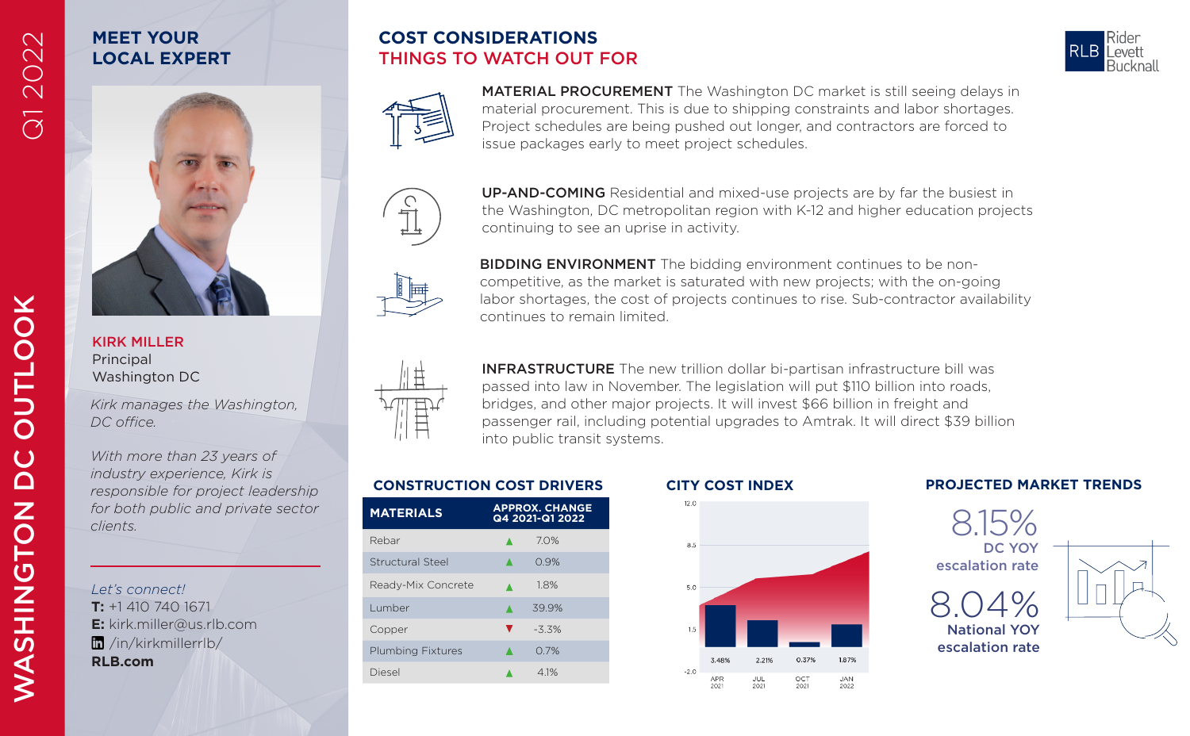# WASHINGTON DC OUTLOOK

Q1 2022

## MEET YOUR LOCAL EXPERT

**KIRK MILLER**
Principal
Washington DC

*Kirk manages the Washington, DC office.*

*With more than 23 years of industry experience, Kirk is responsible for project leadership for both public and private sector clients.*

*Let's connect!*
**T:** +1 410 740 1671
**E:** kirk.miller@us.rlb.com
/in/kirkmillerrlb/
**RLB.com**

## COST CONSIDERATIONS
## THINGS TO WATCH OUT FOR

**MATERIAL PROCUREMENT** The Washington DC market is still seeing delays in material procurement. This is due to shipping constraints and labor shortages. Project schedules are being pushed out longer, and contractors are forced to issue packages early to meet project schedules.

**UP-AND-COMING** Residential and mixed-use projects are by far the busiest in the Washington, DC metropolitan region with K-12 and higher education projects continuing to see an uprise in activity.

**BIDDING ENVIRONMENT** The bidding environment continues to be non-competitive, as the market is saturated with new projects; with the on-going labor shortages, the cost of projects continues to rise. Sub-contractor availability continues to remain limited.

**INFRASTRUCTURE** The new trillion dollar bi-partisan infrastructure bill was passed into law in November. The legislation will put $110 billion into roads, bridges, and other major projects. It will invest $66 billion in freight and passenger rail, including potential upgrades to Amtrak. It will direct $39 billion into public transit systems.

## CONSTRUCTION COST DRIVERS

| MATERIALS | APPROX. CHANGE Q4 2021-Q1 2022 |
|---|---|
| Rebar | ▲ 7.0% |
| Structural Steel | ▲ 0.9% |
| Ready-Mix Concrete | ▲ 1.8% |
| Lumber | ▲ 39.9% |
| Copper | ▼ -3.3% |
| Plumbing Fixtures | ▲ 0.7% |
| Diesel | ▲ 4.1% |

## CITY COST INDEX

| | APR 2021 | JUL 2021 | OCT 2021 | JAN 2022 |
|---|---|---|---|---|
| | 3.48% | 2.21% | 0.37% | 1.87% |

## PROJECTED MARKET TRENDS

**8.15%**
DC YOY escalation rate

**8.04%**
National YOY escalation rate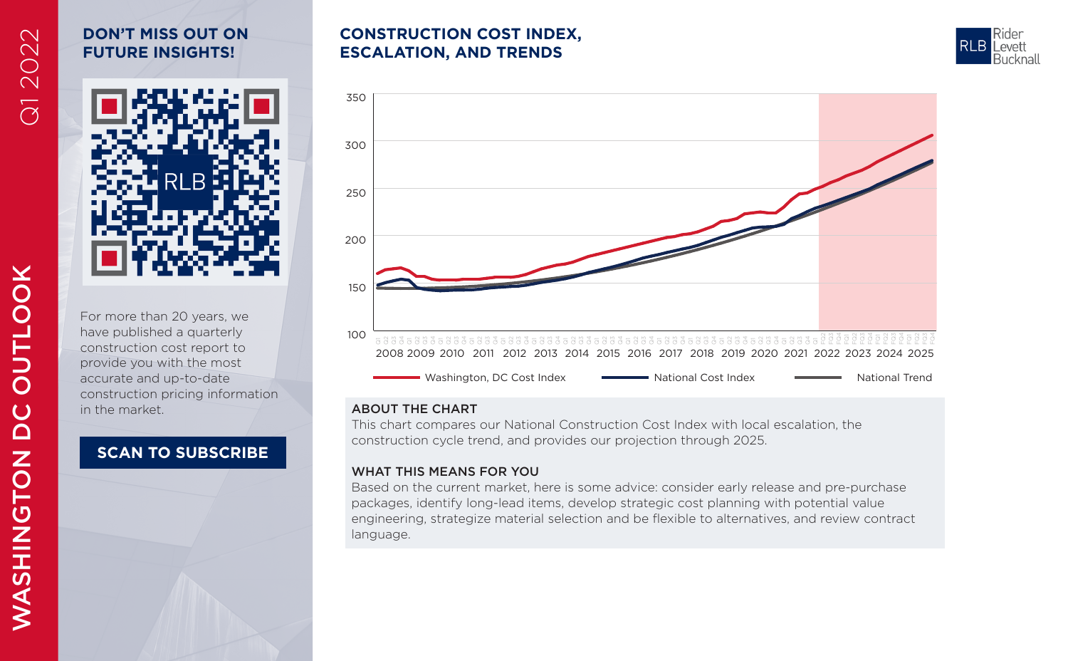Q1 2022

WASHINGTON DC OUTLOOK

## DON'T MISS OUT ON FUTURE INSIGHTS!

RLB

For more than 20 years, we have published a quarterly construction cost report to provide you with the most accurate and up-to-date construction pricing information in the market.

**SCAN TO SUBSCRIBE**

## CONSTRUCTION COST INDEX, ESCALATION, AND TRENDS

RLB Rider Levett Bucknall

350
300
250
200
150
100

2008 2009 2010 2011 2012 2013 2014 2015 2016 2017 2018 2019 2020 2021 2022 2023 2024 2025

Washington, DC Cost Index
National Cost Index
National Trend

### ABOUT THE CHART

This chart compares our National Construction Cost Index with local escalation, the construction cycle trend, and provides our projection through 2025.

### WHAT THIS MEANS FOR YOU

Based on the current market, here is some advice: consider early release and pre-purchase packages, identify long-lead items, develop strategic cost planning with potential value engineering, strategize material selection and be flexible to alternatives, and review contract language.